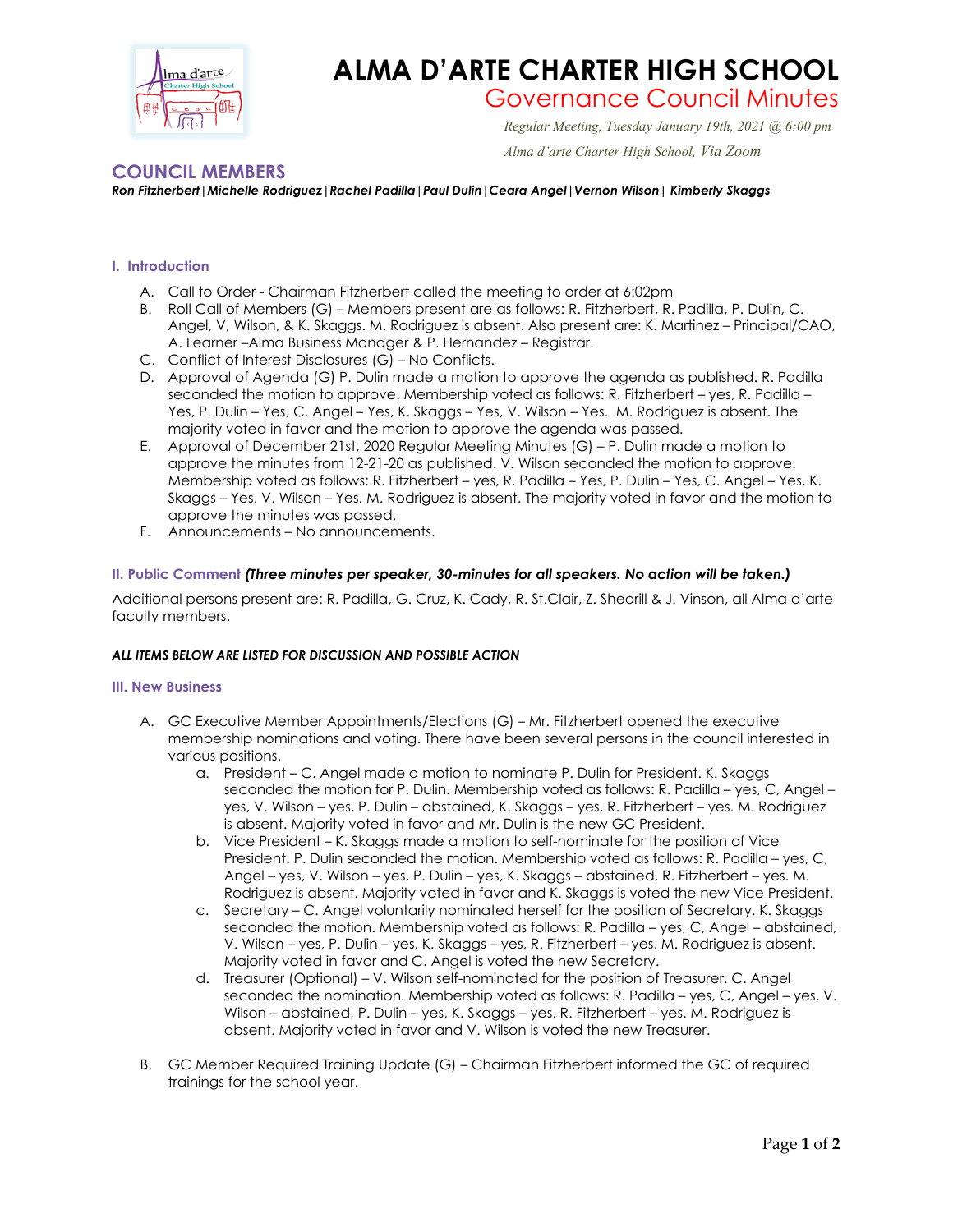# ALMA D'ARTE CHARTER HIGH SCHOOL

## Governance Council Minutes

*Regular Meeting, Tuesday January 19th, 2021 @ 6:00 pm*

*Alma d'arte Charter High School, Via Zoom*

## COUNCIL MEMBERS

***Ron Fitzherbert | Michelle Rodriguez | Rachel Padilla | Paul Dulin | Ceara Angel | Vernon Wilson | Kimberly Skaggs***

### I. Introduction

A. Call to Order - Chairman Fitzherbert called the meeting to order at 6:02pm

B. Roll Call of Members (G) – Members present are as follows: R. Fitzherbert, R. Padilla, P. Dulin, C. Angel, V, Wilson, & K. Skaggs. M. Rodriguez is absent. Also present are: K. Martinez – Principal/CAO, A. Learner –Alma Business Manager & P. Hernandez – Registrar.

C. Conflict of Interest Disclosures (G) – No Conflicts.

D. Approval of Agenda (G) P. Dulin made a motion to approve the agenda as published. R. Padilla seconded the motion to approve. Membership voted as follows: R. Fitzherbert – yes, R. Padilla – Yes, P. Dulin – Yes, C. Angel – Yes, K. Skaggs – Yes, V. Wilson – Yes. M. Rodriguez is absent. The majority voted in favor and the motion to approve the agenda was passed.

E. Approval of December 21st, 2020 Regular Meeting Minutes (G) – P. Dulin made a motion to approve the minutes from 12-21-20 as published. V. Wilson seconded the motion to approve. Membership voted as follows: R. Fitzherbert – yes, R. Padilla – Yes, P. Dulin – Yes, C. Angel – Yes, K. Skaggs – Yes, V. Wilson – Yes. M. Rodriguez is absent. The majority voted in favor and the motion to approve the minutes was passed.

F. Announcements – No announcements.

### II. Public Comment ***(Three minutes per speaker, 30-minutes for all speakers. No action will be taken.)***

Additional persons present are: R. Padilla, G. Cruz, K. Cady, R. St.Clair, Z. Shearill & J. Vinson, all Alma d'arte faculty members.

***ALL ITEMS BELOW ARE LISTED FOR DISCUSSION AND POSSIBLE ACTION***

### III. New Business

A. GC Executive Member Appointments/Elections (G) – Mr. Fitzherbert opened the executive membership nominations and voting. There have been several persons in the council interested in various positions.

   a. President – C. Angel made a motion to nominate P. Dulin for President. K. Skaggs seconded the motion for P. Dulin. Membership voted as follows: R. Padilla – yes, C, Angel – yes, V. Wilson – yes, P. Dulin – abstained, K. Skaggs – yes, R. Fitzherbert – yes. M. Rodriguez is absent. Majority voted in favor and Mr. Dulin is the new GC President.

   b. Vice President – K. Skaggs made a motion to self-nominate for the position of Vice President. P. Dulin seconded the motion. Membership voted as follows: R. Padilla – yes, C, Angel – yes, V. Wilson – yes, P. Dulin – yes, K. Skaggs – abstained, R. Fitzherbert – yes. M. Rodriguez is absent. Majority voted in favor and K. Skaggs is voted the new Vice President.

   c. Secretary – C. Angel voluntarily nominated herself for the position of Secretary. K. Skaggs seconded the motion. Membership voted as follows: R. Padilla – yes, C, Angel – abstained, V. Wilson – yes, P. Dulin – yes, K. Skaggs – yes, R. Fitzherbert – yes. M. Rodriguez is absent. Majority voted in favor and C. Angel is voted the new Secretary.

   d. Treasurer (Optional) – V. Wilson self-nominated for the position of Treasurer. C. Angel seconded the nomination. Membership voted as follows: R. Padilla – yes, C, Angel – yes, V. Wilson – abstained, P. Dulin – yes, K. Skaggs – yes, R. Fitzherbert – yes. M. Rodriguez is absent. Majority voted in favor and V. Wilson is voted the new Treasurer.

B. GC Member Required Training Update (G) – Chairman Fitzherbert informed the GC of required trainings for the school year.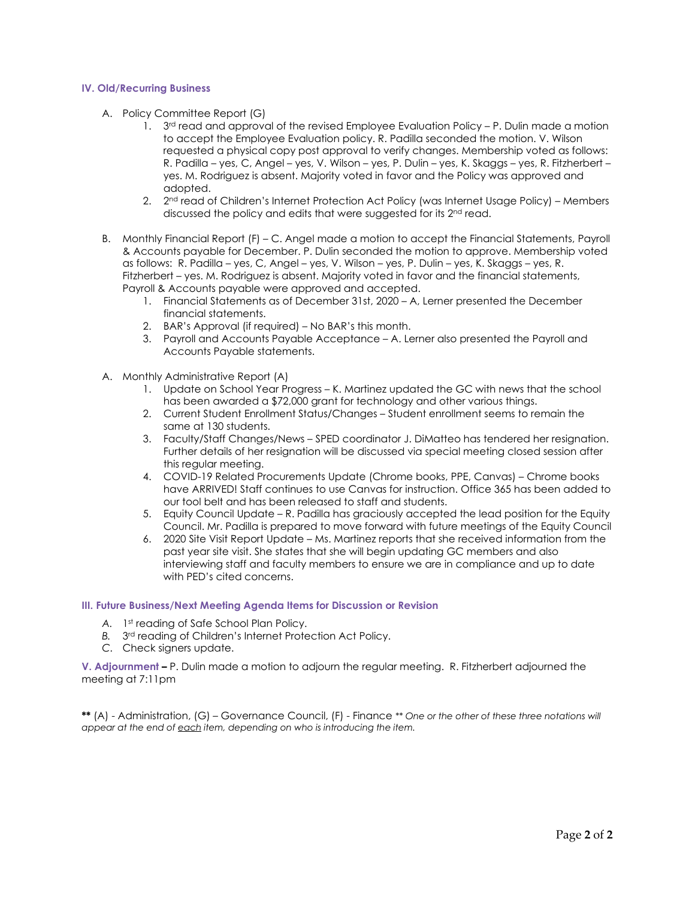### IV. Old/Recurring Business

A. Policy Committee Report (G)

1. 3rd read and approval of the revised Employee Evaluation Policy – P. Dulin made a motion to accept the Employee Evaluation policy. R. Padilla seconded the motion. V. Wilson requested a physical copy post approval to verify changes. Membership voted as follows: R. Padilla – yes, C, Angel – yes, V. Wilson – yes, P. Dulin – yes, K. Skaggs – yes, R. Fitzherbert – yes. M. Rodriguez is absent. Majority voted in favor and the Policy was approved and adopted.
2. 2nd read of Children's Internet Protection Act Policy (was Internet Usage Policy) – Members discussed the policy and edits that were suggested for its 2nd read.

B. Monthly Financial Report (F) – C. Angel made a motion to accept the Financial Statements, Payroll & Accounts payable for December. P. Dulin seconded the motion to approve. Membership voted as follows: R. Padilla – yes, C, Angel – yes, V. Wilson – yes, P. Dulin – yes, K. Skaggs – yes, R. Fitzherbert – yes. M. Rodriguez is absent. Majority voted in favor and the financial statements, Payroll & Accounts payable were approved and accepted.

1. Financial Statements as of December 31st, 2020 – A, Lerner presented the December financial statements.
2. BAR's Approval (if required) – No BAR's this month.
3. Payroll and Accounts Payable Acceptance – A. Lerner also presented the Payroll and Accounts Payable statements.

A. Monthly Administrative Report (A)

1. Update on School Year Progress – K. Martinez updated the GC with news that the school has been awarded a $72,000 grant for technology and other various things.
2. Current Student Enrollment Status/Changes – Student enrollment seems to remain the same at 130 students.
3. Faculty/Staff Changes/News – SPED coordinator J. DiMatteo has tendered her resignation. Further details of her resignation will be discussed via special meeting closed session after this regular meeting.
4. COVID-19 Related Procurements Update (Chrome books, PPE, Canvas) – Chrome books have ARRIVED! Staff continues to use Canvas for instruction. Office 365 has been added to our tool belt and has been released to staff and students.
5. Equity Council Update – R. Padilla has graciously accepted the lead position for the Equity Council. Mr. Padilla is prepared to move forward with future meetings of the Equity Council
6. 2020 Site Visit Report Update – Ms. Martinez reports that she received information from the past year site visit. She states that she will begin updating GC members and also interviewing staff and faculty members to ensure we are in compliance and up to date with PED's cited concerns.

### III. Future Business/Next Meeting Agenda Items for Discussion or Revision

*A.* 1st reading of Safe School Plan Policy.
*B.* 3rd reading of Children's Internet Protection Act Policy.
C. Check signers update.

**V. Adjournment –** P. Dulin made a motion to adjourn the regular meeting. R. Fitzherbert adjourned the meeting at 7:11pm

**\*\*** (A) - Administration, (G) – Governance Council, (F) - Finance *\*\* One or the other of these three notations will appear at the end of <u>each</u> item, depending on who is introducing the item.*